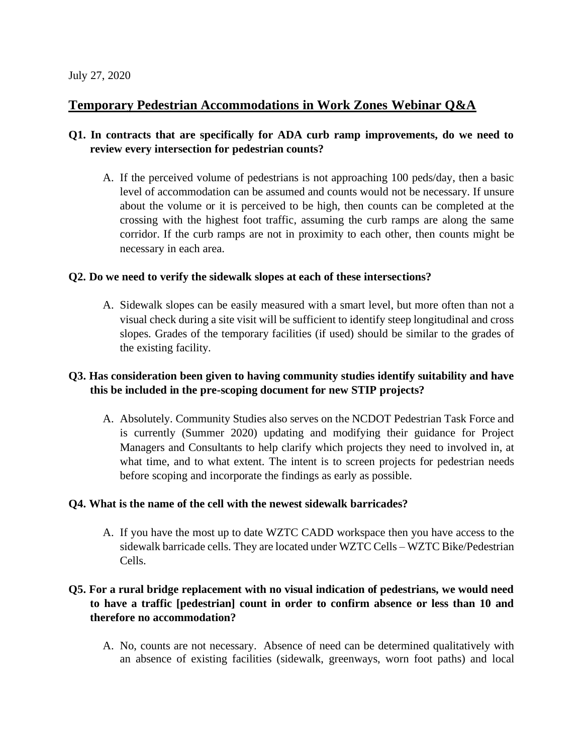July 27, 2020

# Temporary Pedestrian Accommodations in Work Zones Webinar Q&A

**Q1. In contracts that are specifically for ADA curb ramp improvements, do we need to review every intersection for pedestrian counts?**

A. If the perceived volume of pedestrians is not approaching 100 peds/day, then a basic level of accommodation can be assumed and counts would not be necessary. If unsure about the volume or it is perceived to be high, then counts can be completed at the crossing with the highest foot traffic, assuming the curb ramps are along the same corridor. If the curb ramps are not in proximity to each other, then counts might be necessary in each area.

**Q2. Do we need to verify the sidewalk slopes at each of these intersections?**

A. Sidewalk slopes can be easily measured with a smart level, but more often than not a visual check during a site visit will be sufficient to identify steep longitudinal and cross slopes. Grades of the temporary facilities (if used) should be similar to the grades of the existing facility.

**Q3. Has consideration been given to having community studies identify suitability and have this be included in the pre-scoping document for new STIP projects?**

A. Absolutely. Community Studies also serves on the NCDOT Pedestrian Task Force and is currently (Summer 2020) updating and modifying their guidance for Project Managers and Consultants to help clarify which projects they need to involved in, at what time, and to what extent. The intent is to screen projects for pedestrian needs before scoping and incorporate the findings as early as possible.

**Q4. What is the name of the cell with the newest sidewalk barricades?**

A. If you have the most up to date WZTC CADD workspace then you have access to the sidewalk barricade cells. They are located under WZTC Cells – WZTC Bike/Pedestrian Cells.

**Q5. For a rural bridge replacement with no visual indication of pedestrians, we would need to have a traffic [pedestrian] count in order to confirm absence or less than 10 and therefore no accommodation?**

A. No, counts are not necessary. Absence of need can be determined qualitatively with an absence of existing facilities (sidewalk, greenways, worn foot paths) and local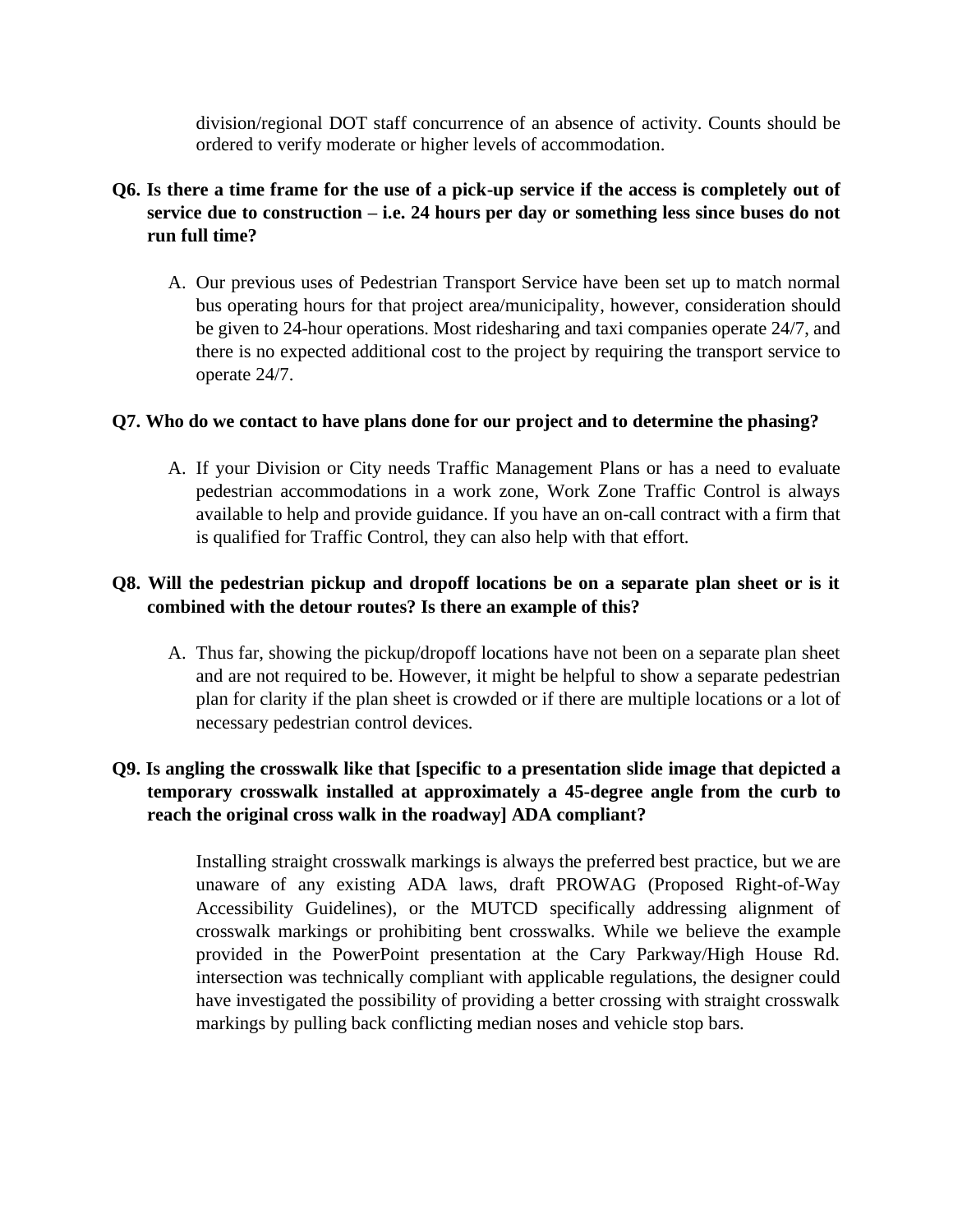division/regional DOT staff concurrence of an absence of activity. Counts should be ordered to verify moderate or higher levels of accommodation.

**Q6. Is there a time frame for the use of a pick-up service if the access is completely out of service due to construction – i.e. 24 hours per day or something less since buses do not run full time?**

A. Our previous uses of Pedestrian Transport Service have been set up to match normal bus operating hours for that project area/municipality, however, consideration should be given to 24-hour operations. Most ridesharing and taxi companies operate 24/7, and there is no expected additional cost to the project by requiring the transport service to operate 24/7.

**Q7. Who do we contact to have plans done for our project and to determine the phasing?**

A. If your Division or City needs Traffic Management Plans or has a need to evaluate pedestrian accommodations in a work zone, Work Zone Traffic Control is always available to help and provide guidance. If you have an on-call contract with a firm that is qualified for Traffic Control, they can also help with that effort.

**Q8. Will the pedestrian pickup and dropoff locations be on a separate plan sheet or is it combined with the detour routes? Is there an example of this?**

A. Thus far, showing the pickup/dropoff locations have not been on a separate plan sheet and are not required to be. However, it might be helpful to show a separate pedestrian plan for clarity if the plan sheet is crowded or if there are multiple locations or a lot of necessary pedestrian control devices.

**Q9. Is angling the crosswalk like that [specific to a presentation slide image that depicted a temporary crosswalk installed at approximately a 45-degree angle from the curb to reach the original cross walk in the roadway] ADA compliant?**

Installing straight crosswalk markings is always the preferred best practice, but we are unaware of any existing ADA laws, draft PROWAG (Proposed Right-of-Way Accessibility Guidelines), or the MUTCD specifically addressing alignment of crosswalk markings or prohibiting bent crosswalks. While we believe the example provided in the PowerPoint presentation at the Cary Parkway/High House Rd. intersection was technically compliant with applicable regulations, the designer could have investigated the possibility of providing a better crossing with straight crosswalk markings by pulling back conflicting median noses and vehicle stop bars.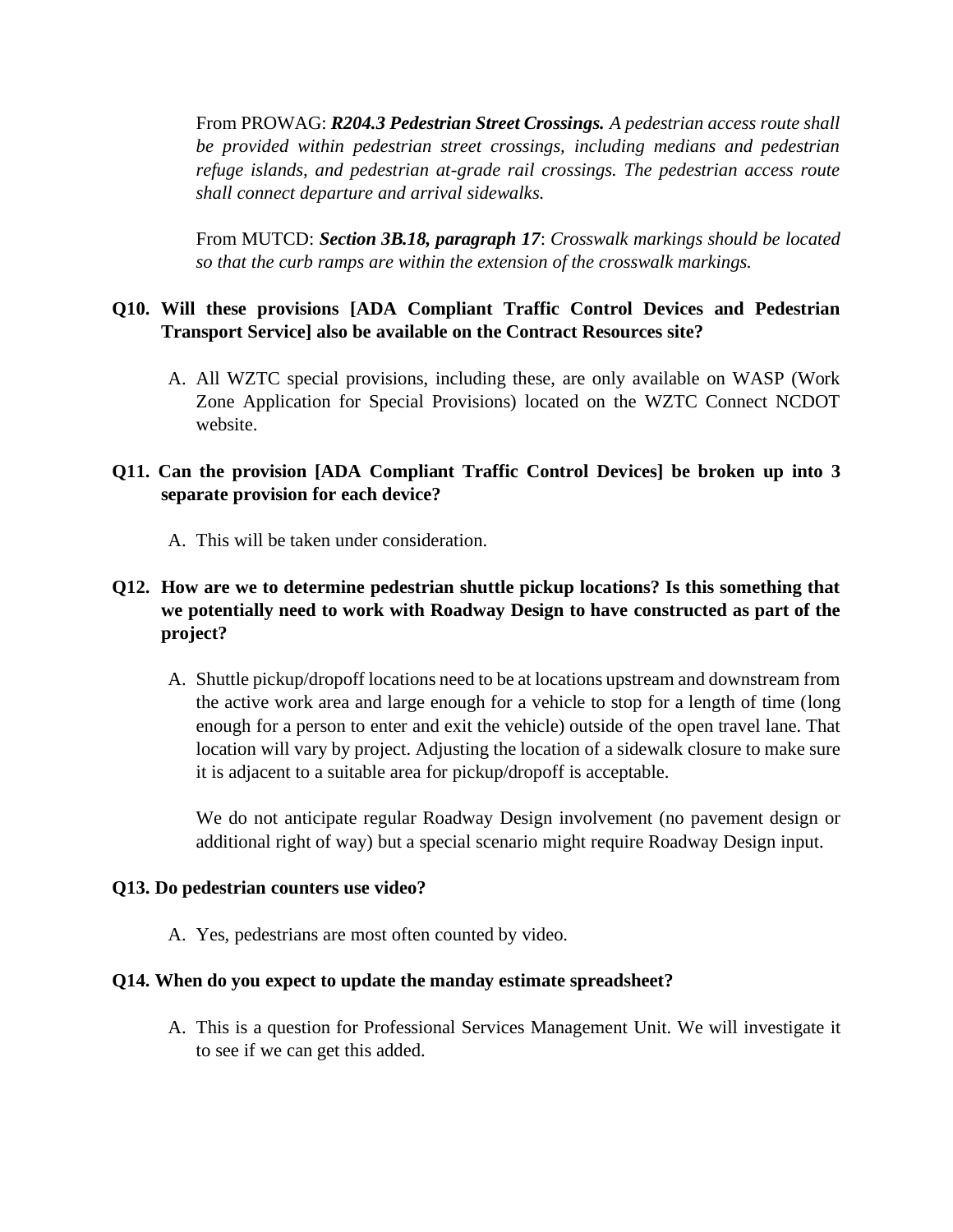From PROWAG: ***R204.3 Pedestrian Street Crossings.*** *A pedestrian access route shall be provided within pedestrian street crossings, including medians and pedestrian refuge islands, and pedestrian at-grade rail crossings. The pedestrian access route shall connect departure and arrival sidewalks.*

From MUTCD: ***Section 3B.18, paragraph 17***: *Crosswalk markings should be located so that the curb ramps are within the extension of the crosswalk markings.*

**Q10. Will these provisions [ADA Compliant Traffic Control Devices and Pedestrian Transport Service] also be available on the Contract Resources site?**

A. All WZTC special provisions, including these, are only available on WASP (Work Zone Application for Special Provisions) located on the WZTC Connect NCDOT website.

**Q11. Can the provision [ADA Compliant Traffic Control Devices] be broken up into 3 separate provision for each device?**

A. This will be taken under consideration.

**Q12. How are we to determine pedestrian shuttle pickup locations? Is this something that we potentially need to work with Roadway Design to have constructed as part of the project?**

A. Shuttle pickup/dropoff locations need to be at locations upstream and downstream from the active work area and large enough for a vehicle to stop for a length of time (long enough for a person to enter and exit the vehicle) outside of the open travel lane. That location will vary by project. Adjusting the location of a sidewalk closure to make sure it is adjacent to a suitable area for pickup/dropoff is acceptable.

We do not anticipate regular Roadway Design involvement (no pavement design or additional right of way) but a special scenario might require Roadway Design input.

**Q13. Do pedestrian counters use video?**

A. Yes, pedestrians are most often counted by video.

**Q14. When do you expect to update the manday estimate spreadsheet?**

A. This is a question for Professional Services Management Unit. We will investigate it to see if we can get this added.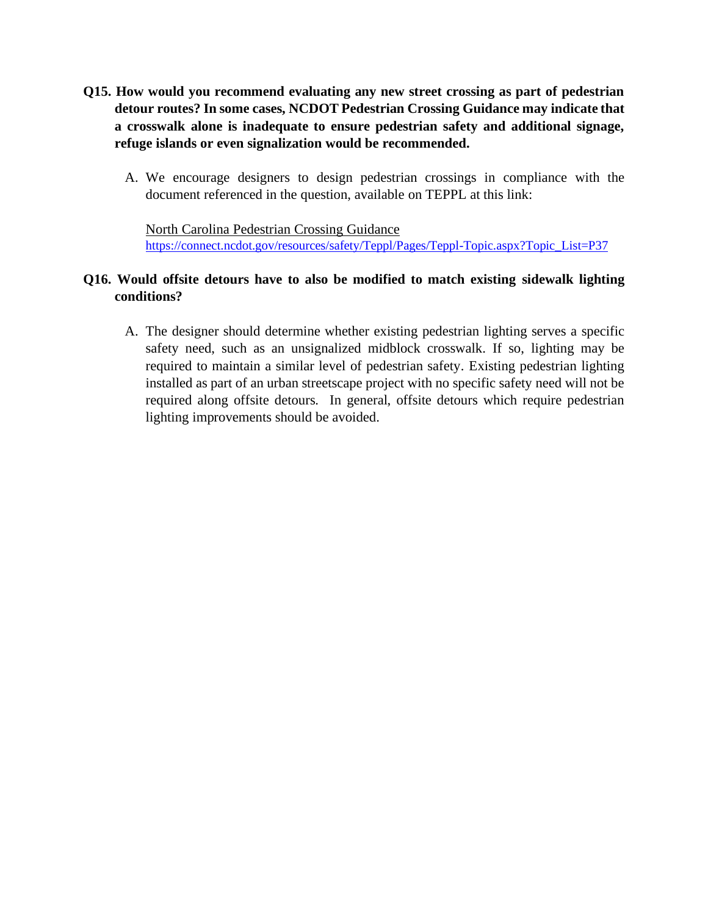**Q15. How would you recommend evaluating any new street crossing as part of pedestrian detour routes? In some cases, NCDOT Pedestrian Crossing Guidance may indicate that a crosswalk alone is inadequate to ensure pedestrian safety and additional signage, refuge islands or even signalization would be recommended.**

A. We encourage designers to design pedestrian crossings in compliance with the document referenced in the question, available on TEPPL at this link:

North Carolina Pedestrian Crossing Guidance
https://connect.ncdot.gov/resources/safety/Teppl/Pages/Teppl-Topic.aspx?Topic_List=P37

**Q16. Would offsite detours have to also be modified to match existing sidewalk lighting conditions?**

A. The designer should determine whether existing pedestrian lighting serves a specific safety need, such as an unsignalized midblock crosswalk. If so, lighting may be required to maintain a similar level of pedestrian safety. Existing pedestrian lighting installed as part of an urban streetscape project with no specific safety need will not be required along offsite detours. In general, offsite detours which require pedestrian lighting improvements should be avoided.